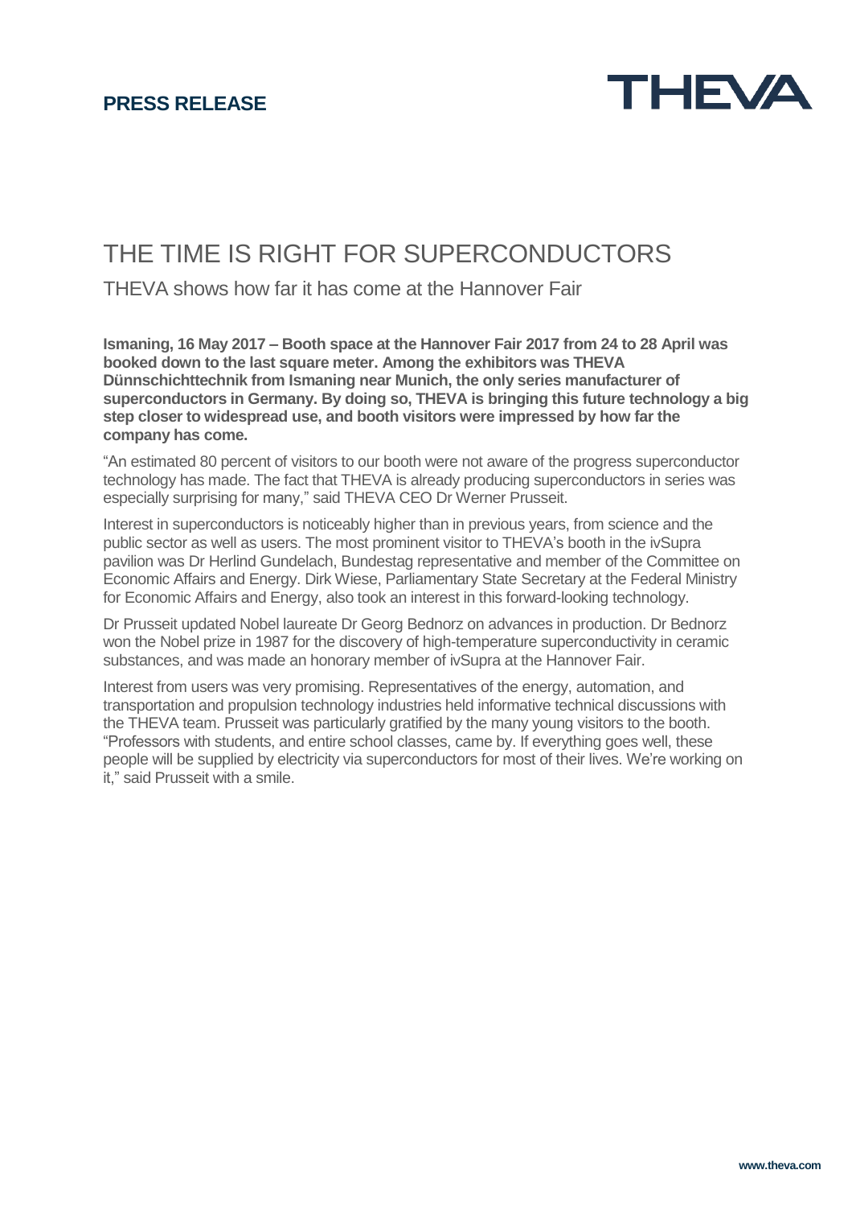**PRESS RELEASE**

THEVA

# THE TIME IS RIGHT FOR SUPERCONDUCTORS

## THEVA shows how far it has come at the Hannover Fair

**Ismaning, 16 May 2017 – Booth space at the Hannover Fair 2017 from 24 to 28 April was booked down to the last square meter. Among the exhibitors was THEVA Dünnschichttechnik from Ismaning near Munich, the only series manufacturer of superconductors in Germany. By doing so, THEVA is bringing this future technology a big step closer to widespread use, and booth visitors were impressed by how far the company has come.**

"An estimated 80 percent of visitors to our booth were not aware of the progress superconductor technology has made. The fact that THEVA is already producing superconductors in series was especially surprising for many," said THEVA CEO Dr Werner Prusseit.

Interest in superconductors is noticeably higher than in previous years, from science and the public sector as well as users. The most prominent visitor to THEVA's booth in the ivSupra pavilion was Dr Herlind Gundelach, Bundestag representative and member of the Committee on Economic Affairs and Energy. Dirk Wiese, Parliamentary State Secretary at the Federal Ministry for Economic Affairs and Energy, also took an interest in this forward-looking technology.

Dr Prusseit updated Nobel laureate Dr Georg Bednorz on advances in production. Dr Bednorz won the Nobel prize in 1987 for the discovery of high-temperature superconductivity in ceramic substances, and was made an honorary member of ivSupra at the Hannover Fair.

Interest from users was very promising. Representatives of the energy, automation, and transportation and propulsion technology industries held informative technical discussions with the THEVA team. Prusseit was particularly gratified by the many young visitors to the booth. "Professors with students, and entire school classes, came by. If everything goes well, these people will be supplied by electricity via superconductors for most of their lives. We're working on it," said Prusseit with a smile.

www.theva.com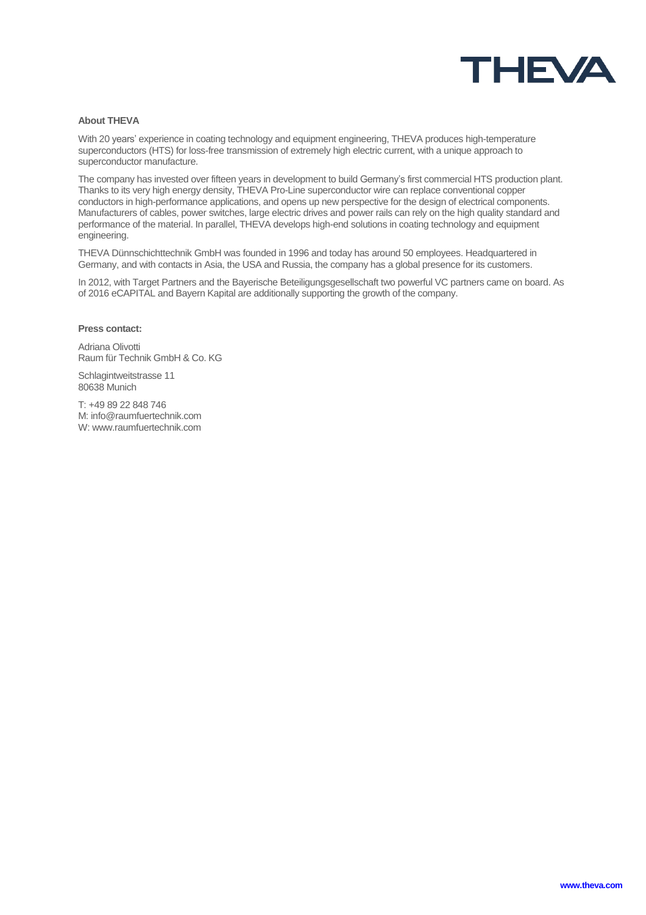**About THEVA**

With 20 years' experience in coating technology and equipment engineering, THEVA produces high-temperature superconductors (HTS) for loss-free transmission of extremely high electric current, with a unique approach to superconductor manufacture.

The company has invested over fifteen years in development to build Germany's first commercial HTS production plant. Thanks to its very high energy density, THEVA Pro-Line superconductor wire can replace conventional copper conductors in high-performance applications, and opens up new perspective for the design of electrical components. Manufacturers of cables, power switches, large electric drives and power rails can rely on the high quality standard and performance of the material. In parallel, THEVA develops high-end solutions in coating technology and equipment engineering.

THEVA Dünnschichttechnik GmbH was founded in 1996 and today has around 50 employees. Headquartered in Germany, and with contacts in Asia, the USA and Russia, the company has a global presence for its customers.

In 2012, with Target Partners and the Bayerische Beteiligungsgesellschaft two powerful VC partners came on board. As of 2016 eCAPITAL and Bayern Kapital are additionally supporting the growth of the company.

**Press contact:**

Adriana Olivotti
Raum für Technik GmbH & Co. KG

Schlagintweitstrasse 11
80638 Munich

T: +49 89 22 848 746
M: info@raumfuertechnik.com
W: www.raumfuertechnik.com